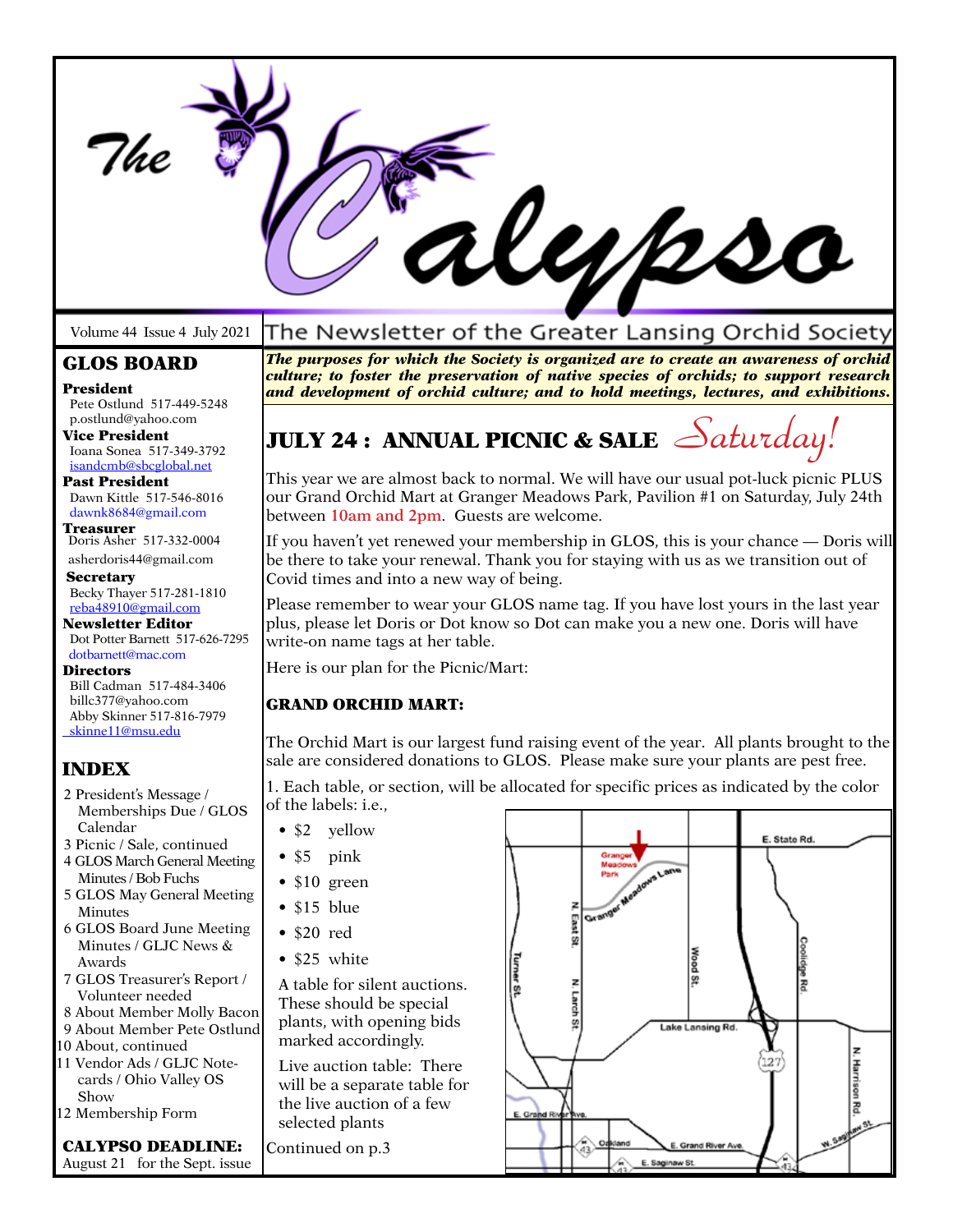# The Calypso

Volume 44 Issue 4 July 2021

The Newsletter of the Greater Lansing Orchid Society

***The purposes for which the Society is organized are to create an awareness of orchid culture; to foster the preservation of native species of orchids; to support research and development of orchid culture; and to hold meetings, lectures, and exhibitions.***

## GLOS BOARD

**President**
Pete Ostlund 517-449-5248
p.ostlund@yahoo.com

**Vice President**
Ioana Sonea 517-349-3792
isandcmb@sbcglobal.net

**Past President**
Dawn Kittle 517-546-8016
dawnk8684@gmail.com

**Treasurer**
Doris Asher 517-332-0004
asherdoris44@gmail.com

**Secretary**
Becky Thayer 517-281-1810
reba48910@gmail.com

**Newsletter Editor**
Dot Potter Barnett 517-626-7295
dotbarnett@mac.com

**Directors**
Bill Cadman 517-484-3406
billc377@yahoo.com
Abby Skinner 517-816-7979
skinne11@msu.edu

## INDEX

2 President's Message / Memberships Due / GLOS Calendar
3 Picnic / Sale, continued
4 GLOS March General Meeting Minutes / Bob Fuchs
5 GLOS May General Meeting Minutes
6 GLOS Board June Meeting Minutes / GLJC News & Awards
7 GLOS Treasurer's Report / Volunteer needed
8 About Member Molly Bacon
9 About Member Pete Ostlund
10 About, continued
11 Vendor Ads / GLJC Note-cards / Ohio Valley OS Show
12 Membership Form

**CALYPSO DEADLINE:**
August 21 for the Sept. issue

## JULY 24 : ANNUAL PICNIC & SALE *Saturday!*

This year we are almost back to normal. We will have our usual pot-luck picnic PLUS our Grand Orchid Mart at Granger Meadows Park, Pavilion #1 on Saturday, July 24th between 10am and 2pm. Guests are welcome.

If you haven't yet renewed your membership in GLOS, this is your chance — Doris will be there to take your renewal. Thank you for staying with us as we transition out of Covid times and into a new way of being.

Please remember to wear your GLOS name tag. If you have lost yours in the last year plus, please let Doris or Dot know so Dot can make you a new one. Doris will have write-on name tags at her table.

Here is our plan for the Picnic/Mart:

### GRAND ORCHID MART:

The Orchid Mart is our largest fund raising event of the year. All plants brought to the sale are considered donations to GLOS. Please make sure your plants are pest free.

1. Each table, or section, will be allocated for specific prices as indicated by the color of the labels: i.e.,

- $2 yellow
- $5 pink
- $10 green
- $15 blue
- $20 red
- $25 white

A table for silent auctions. These should be special plants, with opening bids marked accordingly.

Live auction table: There will be a separate table for the live auction of a few selected plants

Continued on p.3

Granger Meadows Park
Granger Meadows Lane
E. State Rd.
N. East St.
N. Larch St.
Turner St.
Wood St.
Coolidge Rd.
Lake Lansing Rd.
127
N. Harrison Rd.
E. Grand River Ave.
Oakland
E. Grand River Ave.
E. Saginaw St.
W. Saginaw St.
43
43
43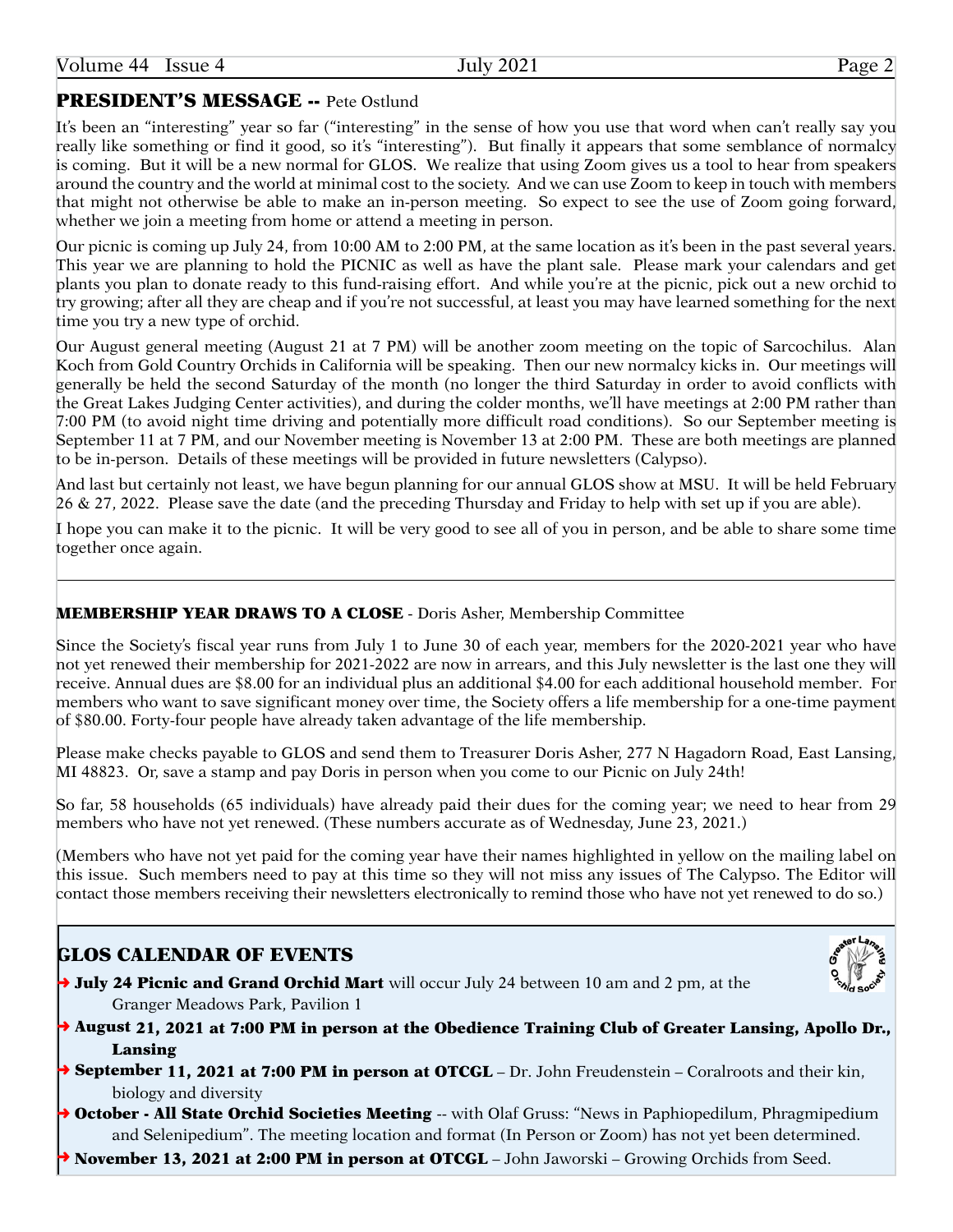## PRESIDENT'S MESSAGE -- Pete Ostlund

It's been an "interesting" year so far ("interesting" in the sense of how you use that word when can't really say you really like something or find it good, so it's "interesting"). But finally it appears that some semblance of normalcy is coming. But it will be a new normal for GLOS. We realize that using Zoom gives us a tool to hear from speakers around the country and the world at minimal cost to the society. And we can use Zoom to keep in touch with members that might not otherwise be able to make an in-person meeting. So expect to see the use of Zoom going forward, whether we join a meeting from home or attend a meeting in person.

Our picnic is coming up July 24, from 10:00 AM to 2:00 PM, at the same location as it's been in the past several years. This year we are planning to hold the PICNIC as well as have the plant sale. Please mark your calendars and get plants you plan to donate ready to this fund-raising effort. And while you're at the picnic, pick out a new orchid to try growing; after all they are cheap and if you're not successful, at least you may have learned something for the next time you try a new type of orchid.

Our August general meeting (August 21 at 7 PM) will be another zoom meeting on the topic of Sarcochilus. Alan Koch from Gold Country Orchids in California will be speaking. Then our new normalcy kicks in. Our meetings will generally be held the second Saturday of the month (no longer the third Saturday in order to avoid conflicts with the Great Lakes Judging Center activities), and during the colder months, we'll have meetings at 2:00 PM rather than 7:00 PM (to avoid night time driving and potentially more difficult road conditions). So our September meeting is September 11 at 7 PM, and our November meeting is November 13 at 2:00 PM. These are both meetings are planned to be in-person. Details of these meetings will be provided in future newsletters (Calypso).

And last but certainly not least, we have begun planning for our annual GLOS show at MSU. It will be held February 26 & 27, 2022. Please save the date (and the preceding Thursday and Friday to help with set up if you are able).

I hope you can make it to the picnic. It will be very good to see all of you in person, and be able to share some time together once again.

---

## MEMBERSHIP YEAR DRAWS TO A CLOSE - Doris Asher, Membership Committee

Since the Society's fiscal year runs from July 1 to June 30 of each year, members for the 2020-2021 year who have not yet renewed their membership for 2021-2022 are now in arrears, and this July newsletter is the last one they will receive. Annual dues are $8.00 for an individual plus an additional $4.00 for each additional household member. For members who want to save significant money over time, the Society offers a life membership for a one-time payment of $80.00. Forty-four people have already taken advantage of the life membership.

Please make checks payable to GLOS and send them to Treasurer Doris Asher, 277 N Hagadorn Road, East Lansing, MI 48823. Or, save a stamp and pay Doris in person when you come to our Picnic on July 24th!

So far, 58 households (65 individuals) have already paid their dues for the coming year; we need to hear from 29 members who have not yet renewed. (These numbers accurate as of Wednesday, June 23, 2021.)

(Members who have not yet paid for the coming year have their names highlighted in yellow on the mailing label on this issue. Such members need to pay at this time so they will not miss any issues of The Calypso. The Editor will contact those members receiving their newsletters electronically to remind those who have not yet renewed to do so.)

## GLOS CALENDAR OF EVENTS

- **July 24 Picnic and Grand Orchid Mart** will occur July 24 between 10 am and 2 pm, at the Granger Meadows Park, Pavilion 1
- **August 21, 2021 at 7:00 PM in person at the Obedience Training Club of Greater Lansing, Apollo Dr., Lansing**
- **September 11, 2021 at 7:00 PM in person at OTCGL** – Dr. John Freudenstein – Coralroots and their kin, biology and diversity
- **October - All State Orchid Societies Meeting** -- with Olaf Gruss: "News in Paphiopedilum, Phragmipedium and Selenipedium". The meeting location and format (In Person or Zoom) has not yet been determined.
- **November 13, 2021 at 2:00 PM in person at OTCGL** – John Jaworski – Growing Orchids from Seed.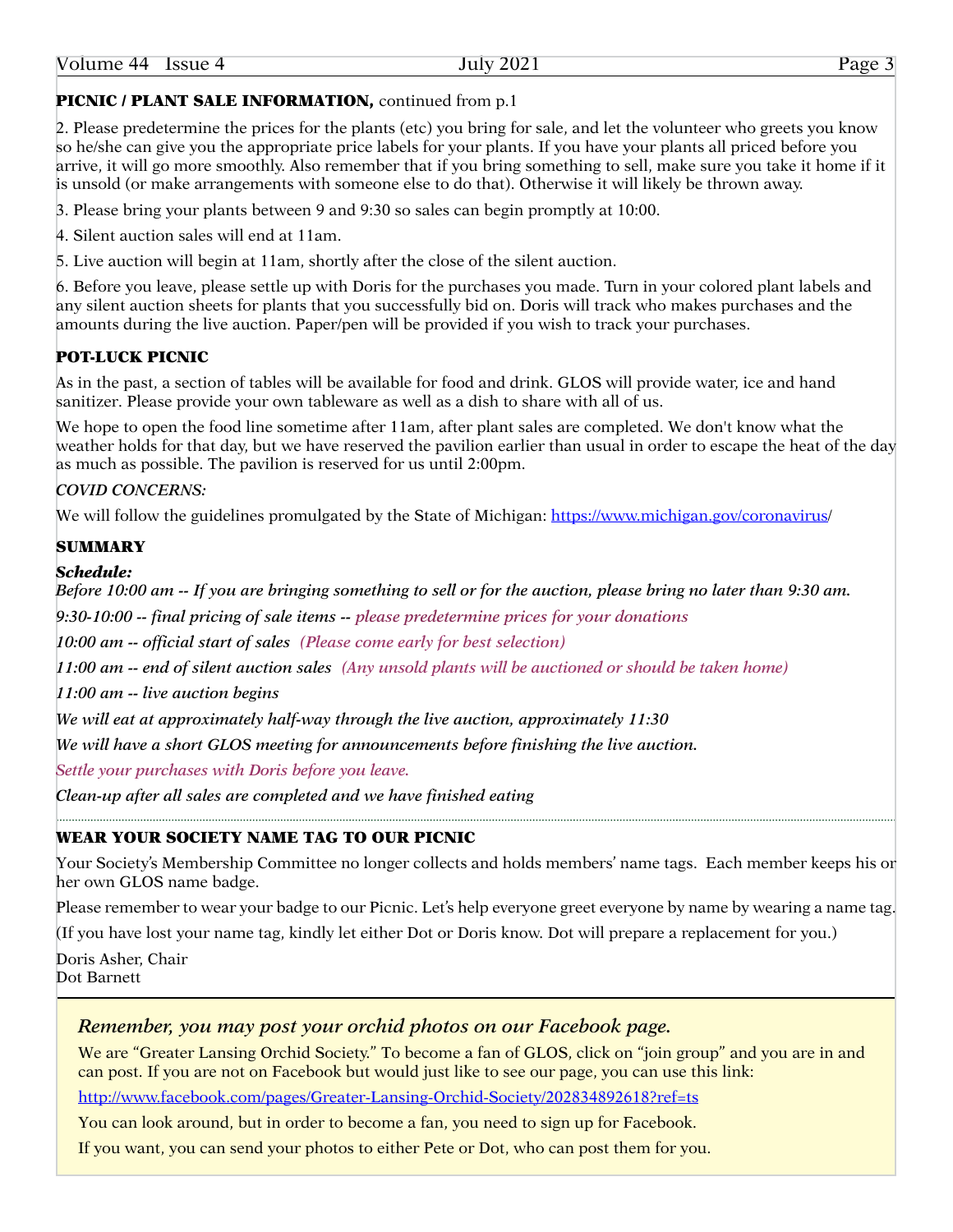**PICNIC / PLANT SALE INFORMATION,** continued from p.1

2. Please predetermine the prices for the plants (etc) you bring for sale, and let the volunteer who greets you know so he/she can give you the appropriate price labels for your plants. If you have your plants all priced before you arrive, it will go more smoothly. Also remember that if you bring something to sell, make sure you take it home if it is unsold (or make arrangements with someone else to do that). Otherwise it will likely be thrown away.

3. Please bring your plants between 9 and 9:30 so sales can begin promptly at 10:00.

4. Silent auction sales will end at 11am.

5. Live auction will begin at 11am, shortly after the close of the silent auction.

6. Before you leave, please settle up with Doris for the purchases you made. Turn in your colored plant labels and any silent auction sheets for plants that you successfully bid on. Doris will track who makes purchases and the amounts during the live auction. Paper/pen will be provided if you wish to track your purchases.

## POT-LUCK PICNIC

As in the past, a section of tables will be available for food and drink. GLOS will provide water, ice and hand sanitizer. Please provide your own tableware as well as a dish to share with all of us.

We hope to open the food line sometime after 11am, after plant sales are completed. We don't know what the weather holds for that day, but we have reserved the pavilion earlier than usual in order to escape the heat of the day as much as possible. The pavilion is reserved for us until 2:00pm.

*COVID CONCERNS:*

We will follow the guidelines promulgated by the State of Michigan: https://www.michigan.gov/coronavirus/

## SUMMARY

***Schedule:***

*Before 10:00 am -- If you are bringing something to sell or for the auction, please bring no later than 9:30 am.*

*9:30-10:00 -- final pricing of sale items -- please predetermine prices for your donations*

*10:00 am -- official start of sales (Please come early for best selection)*

*11:00 am -- end of silent auction sales (Any unsold plants will be auctioned or should be taken home)*

*11:00 am -- live auction begins*

*We will eat at approximately half-way through the live auction, approximately 11:30*

*We will have a short GLOS meeting for announcements before finishing the live auction.*

*Settle your purchases with Doris before you leave.*

*Clean-up after all sales are completed and we have finished eating*

---

## WEAR YOUR SOCIETY NAME TAG TO OUR PICNIC

Your Society's Membership Committee no longer collects and holds members' name tags. Each member keeps his or her own GLOS name badge.

Please remember to wear your badge to our Picnic. Let's help everyone greet everyone by name by wearing a name tag.

(If you have lost your name tag, kindly let either Dot or Doris know. Dot will prepare a replacement for you.)

Doris Asher, Chair
Dot Barnett

---

*Remember, you may post your orchid photos on our Facebook page.*

We are "Greater Lansing Orchid Society." To become a fan of GLOS, click on "join group" and you are in and can post. If you are not on Facebook but would just like to see our page, you can use this link:

http://www.facebook.com/pages/Greater-Lansing-Orchid-Society/202834892618?ref=ts

You can look around, but in order to become a fan, you need to sign up for Facebook.

If you want, you can send your photos to either Pete or Dot, who can post them for you.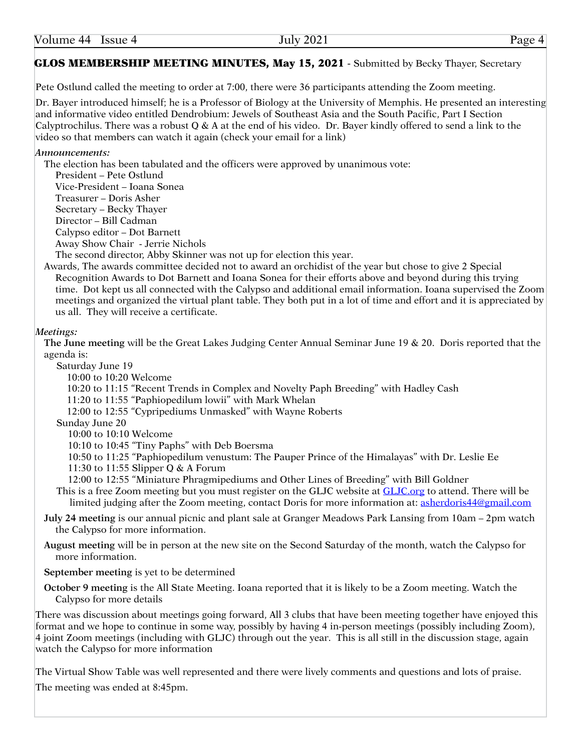## GLOS MEMBERSHIP MEETING MINUTES, May 15, 2021 - Submitted by Becky Thayer, Secretary

Pete Ostlund called the meeting to order at 7:00, there were 36 participants attending the Zoom meeting.

Dr. Bayer introduced himself; he is a Professor of Biology at the University of Memphis. He presented an interesting and informative video entitled Dendrobium: Jewels of Southeast Asia and the South Pacific, Part I Section Calyptrochilus. There was a robust Q & A at the end of his video. Dr. Bayer kindly offered to send a link to the video so that members can watch it again (check your email for a link)

*Announcements:*

The election has been tabulated and the officers were approved by unanimous vote:

- President – Pete Ostlund
- Vice-President – Ioana Sonea
- Treasurer – Doris Asher
- Secretary – Becky Thayer
- Director – Bill Cadman
- Calypso editor – Dot Barnett
- Away Show Chair - Jerrie Nichols

The second director, Abby Skinner was not up for election this year.

Awards, The awards committee decided not to award an orchidist of the year but chose to give 2 Special Recognition Awards to Dot Barnett and Ioana Sonea for their efforts above and beyond during this trying time. Dot kept us all connected with the Calypso and additional email information. Ioana supervised the Zoom meetings and organized the virtual plant table. They both put in a lot of time and effort and it is appreciated by us all. They will receive a certificate.

*Meetings:*

**The June meeting** will be the Great Lakes Judging Center Annual Seminar June 19 & 20. Doris reported that the agenda is:

Saturday June 19
- 10:00 to 10:20 Welcome
- 10:20 to 11:15 “Recent Trends in Complex and Novelty Paph Breeding” with Hadley Cash
- 11:20 to 11:55 “Paphiopedilum lowii” with Mark Whelan
- 12:00 to 12:55 “Cypripediums Unmasked” with Wayne Roberts

Sunday June 20
- 10:00 to 10:10 Welcome
- 10:10 to 10:45 “Tiny Paphs” with Deb Boersma
- 10:50 to 11:25 “Paphiopedilum venustum: The Pauper Prince of the Himalayas” with Dr. Leslie Ee
- 11:30 to 11:55 Slipper Q & A Forum
- 12:00 to 12:55 “Miniature Phragmipediums and Other Lines of Breeding” with Bill Goldner

This is a free Zoom meeting but you must register on the GLJC website at GLJC.org to attend. There will be limited judging after the Zoom meeting, contact Doris for more information at: asherdoris44@gmail.com

**July 24 meeting** is our annual picnic and plant sale at Granger Meadows Park Lansing from 10am – 2pm watch the Calypso for more information.

**August meeting** will be in person at the new site on the Second Saturday of the month, watch the Calypso for more information.

**September meeting** is yet to be determined

**October 9 meeting** is the All State Meeting. Ioana reported that it is likely to be a Zoom meeting. Watch the Calypso for more details

There was discussion about meetings going forward, All 3 clubs that have been meeting together have enjoyed this format and we hope to continue in some way, possibly by having 4 in-person meetings (possibly including Zoom), 4 joint Zoom meetings (including with GLJC) through out the year. This is all still in the discussion stage, again watch the Calypso for more information

The Virtual Show Table was well represented and there were lively comments and questions and lots of praise.

The meeting was ended at 8:45pm.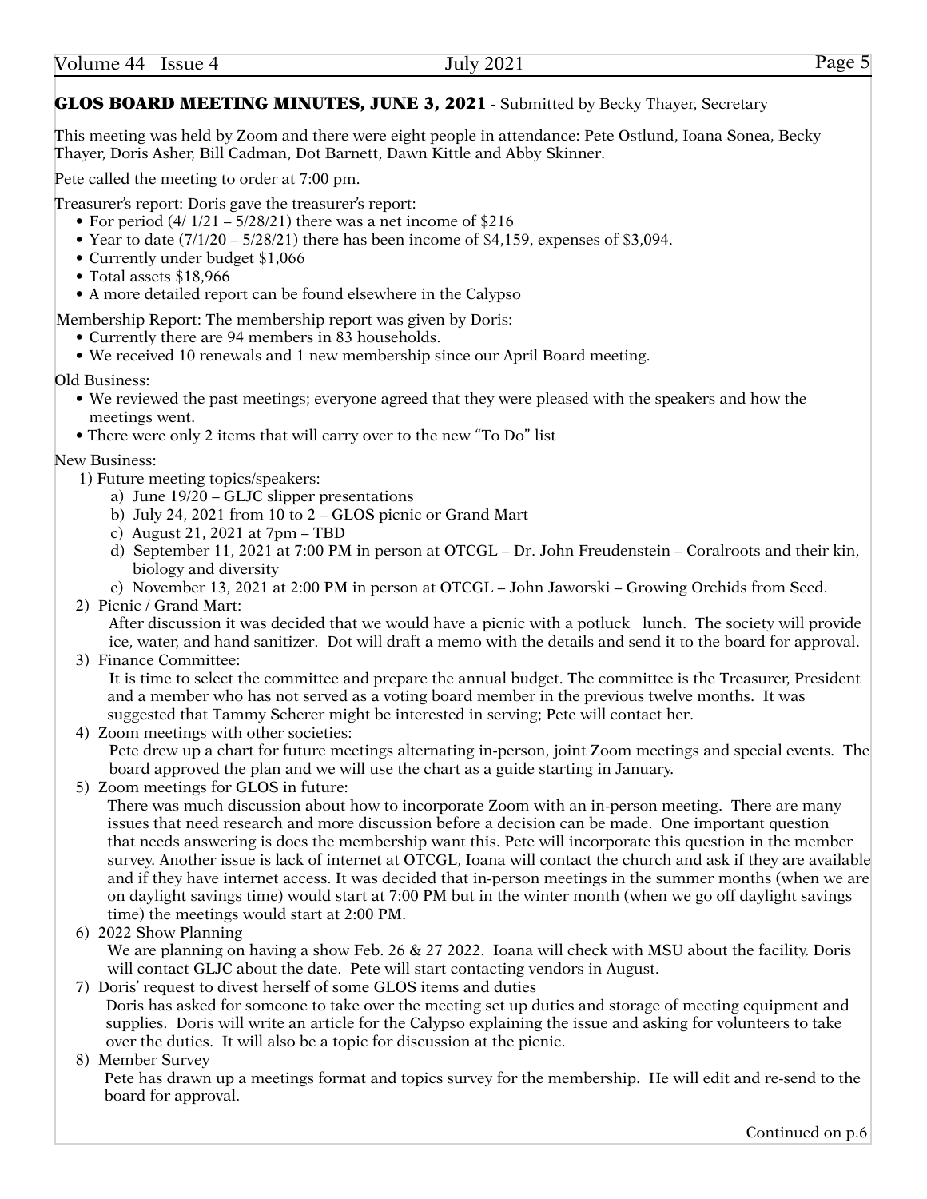## GLOS BOARD MEETING MINUTES, JUNE 3, 2021 - Submitted by Becky Thayer, Secretary

This meeting was held by Zoom and there were eight people in attendance: Pete Ostlund, Ioana Sonea, Becky Thayer, Doris Asher, Bill Cadman, Dot Barnett, Dawn Kittle and Abby Skinner.

Pete called the meeting to order at 7:00 pm.

Treasurer's report: Doris gave the treasurer's report:

- For period (4/ 1/21 – 5/28/21) there was a net income of $216
- Year to date (7/1/20 – 5/28/21) there has been income of $4,159, expenses of $3,094.
- Currently under budget $1,066
- Total assets $18,966
- A more detailed report can be found elsewhere in the Calypso

Membership Report: The membership report was given by Doris:

- Currently there are 94 members in 83 households.
- We received 10 renewals and 1 new membership since our April Board meeting.

Old Business:

- We reviewed the past meetings; everyone agreed that they were pleased with the speakers and how the meetings went.
- There were only 2 items that will carry over to the new "To Do" list

New Business:

1) Future meeting topics/speakers:
   a) June 19/20 – GLJC slipper presentations
   b) July 24, 2021 from 10 to 2 – GLOS picnic or Grand Mart
   c) August 21, 2021 at 7pm – TBD
   d) September 11, 2021 at 7:00 PM in person at OTCGL – Dr. John Freudenstein – Coralroots and their kin, biology and diversity
   e) November 13, 2021 at 2:00 PM in person at OTCGL – John Jaworski – Growing Orchids from Seed.
2) Picnic / Grand Mart:
   After discussion it was decided that we would have a picnic with a potluck lunch. The society will provide ice, water, and hand sanitizer. Dot will draft a memo with the details and send it to the board for approval.
3) Finance Committee:
   It is time to select the committee and prepare the annual budget. The committee is the Treasurer, President and a member who has not served as a voting board member in the previous twelve months. It was suggested that Tammy Scherer might be interested in serving; Pete will contact her.
4) Zoom meetings with other societies:
   Pete drew up a chart for future meetings alternating in-person, joint Zoom meetings and special events. The board approved the plan and we will use the chart as a guide starting in January.
5) Zoom meetings for GLOS in future:
   There was much discussion about how to incorporate Zoom with an in-person meeting. There are many issues that need research and more discussion before a decision can be made. One important question that needs answering is does the membership want this. Pete will incorporate this question in the member survey. Another issue is lack of internet at OTCGL, Ioana will contact the church and ask if they are available and if they have internet access. It was decided that in-person meetings in the summer months (when we are on daylight savings time) would start at 7:00 PM but in the winter month (when we go off daylight savings time) the meetings would start at 2:00 PM.
6) 2022 Show Planning
   We are planning on having a show Feb. 26 & 27 2022. Ioana will check with MSU about the facility. Doris will contact GLJC about the date. Pete will start contacting vendors in August.
7) Doris' request to divest herself of some GLOS items and duties
   Doris has asked for someone to take over the meeting set up duties and storage of meeting equipment and supplies. Doris will write an article for the Calypso explaining the issue and asking for volunteers to take over the duties. It will also be a topic for discussion at the picnic.
8) Member Survey
   Pete has drawn up a meetings format and topics survey for the membership. He will edit and re-send to the board for approval.

Continued on p.6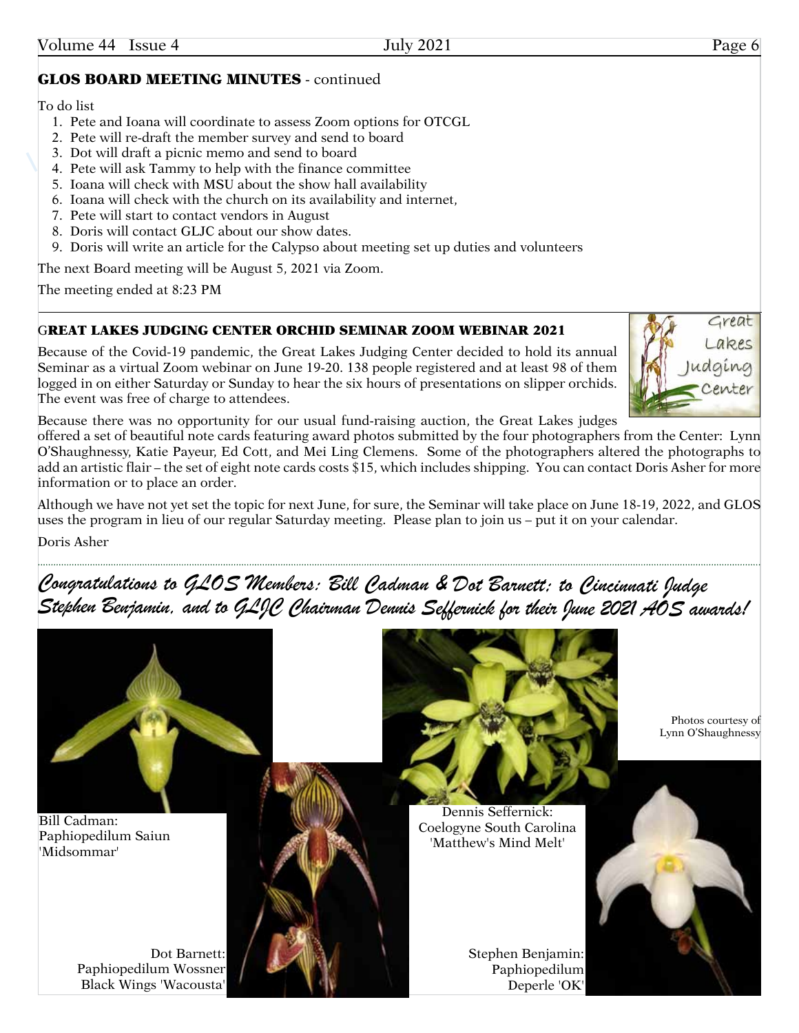## GLOS BOARD MEETING MINUTES - continued

To do list

1. Pete and Ioana will coordinate to assess Zoom options for OTCGL
2. Pete will re-draft the member survey and send to board
3. Dot will draft a picnic memo and send to board
4. Pete will ask Tammy to help with the finance committee
5. Ioana will check with MSU about the show hall availability
6. Ioana will check with the church on its availability and internet,
7. Pete will start to contact vendors in August
8. Doris will contact GLJC about our show dates.
9. Doris will write an article for the Calypso about meeting set up duties and volunteers

The next Board meeting will be August 5, 2021 via Zoom.

The meeting ended at 8:23 PM

## GREAT LAKES JUDGING CENTER ORCHID SEMINAR ZOOM WEBINAR 2021

Because of the Covid-19 pandemic, the Great Lakes Judging Center decided to hold its annual Seminar as a virtual Zoom webinar on June 19-20. 138 people registered and at least 98 of them logged in on either Saturday or Sunday to hear the six hours of presentations on slipper orchids. The event was free of charge to attendees.

Because there was no opportunity for our usual fund-raising auction, the Great Lakes judges offered a set of beautiful note cards featuring award photos submitted by the four photographers from the Center: Lynn O'Shaughnessy, Katie Payeur, Ed Cott, and Mei Ling Clemens. Some of the photographers altered the photographs to add an artistic flair – the set of eight note cards costs $15, which includes shipping. You can contact Doris Asher for more information or to place an order.

Although we have not yet set the topic for next June, for sure, the Seminar will take place on June 18-19, 2022, and GLOS uses the program in lieu of our regular Saturday meeting. Please plan to join us – put it on your calendar.

Doris Asher

*Congratulations to GLOS Members: Bill Cadman & Dot Barnett; to Cincinnati Judge Stephen Benjamin, and to GLJC Chairman Dennis Seffernick for their June 2021 AOS awards!*

Photos courtesy of Lynn O'Shaughnessy

Bill Cadman: Paphiopedilum Saiun 'Midsommar'

Dennis Seffernick: Coelogyne South Carolina 'Matthew's Mind Melt'

Dot Barnett: Paphiopedilum Wossner Black Wings 'Wacousta'

Stephen Benjamin: Paphiopedilum Deperle 'OK'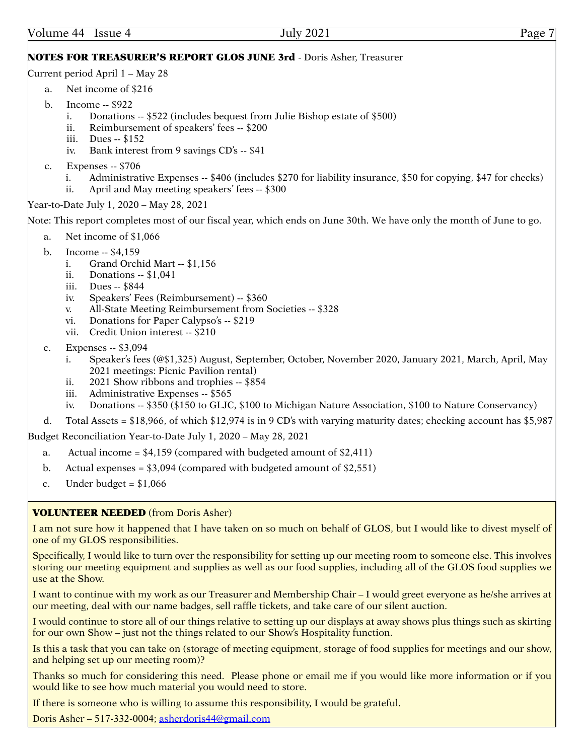**NOTES FOR TREASURER'S REPORT GLOS JUNE 3rd** - Doris Asher, Treasurer

Current period April 1 – May 28

a. Net income of $216

b. Income -- $922
   i. Donations -- $522 (includes bequest from Julie Bishop estate of $500)
   ii. Reimbursement of speakers' fees -- $200
   iii. Dues -- $152
   iv. Bank interest from 9 savings CD's -- $41

c. Expenses -- $706
   i. Administrative Expenses -- $406 (includes $270 for liability insurance, $50 for copying, $47 for checks)
   ii. April and May meeting speakers' fees -- $300

Year-to-Date July 1, 2020 – May 28, 2021

Note: This report completes most of our fiscal year, which ends on June 30th. We have only the month of June to go.

a. Net income of $1,066

b. Income -- $4,159
   i. Grand Orchid Mart -- $1,156
   ii. Donations -- $1,041
   iii. Dues -- $844
   iv. Speakers' Fees (Reimbursement) -- $360
   v. All-State Meeting Reimbursement from Societies -- $328
   vi. Donations for Paper Calypso's -- $219
   vii. Credit Union interest -- $210

c. Expenses -- $3,094
   i. Speaker's fees (@$1,325) August, September, October, November 2020, January 2021, March, April, May 2021 meetings: Picnic Pavilion rental)
   ii. 2021 Show ribbons and trophies -- $854
   iii. Administrative Expenses -- $565
   iv. Donations -- $350 ($150 to GLJC, $100 to Michigan Nature Association, $100 to Nature Conservancy)

d. Total Assets = $18,966, of which $12,974 is in 9 CD's with varying maturity dates; checking account has $5,987

Budget Reconciliation Year-to-Date July 1, 2020 – May 28, 2021

a. Actual income = $4,159 (compared with budgeted amount of $2,411)

b. Actual expenses = $3,094 (compared with budgeted amount of $2,551)

c. Under budget = $1,066

**VOLUNTEER NEEDED** (from Doris Asher)

I am not sure how it happened that I have taken on so much on behalf of GLOS, but I would like to divest myself of one of my GLOS responsibilities.

Specifically, I would like to turn over the responsibility for setting up our meeting room to someone else. This involves storing our meeting equipment and supplies as well as our food supplies, including all of the GLOS food supplies we use at the Show.

I want to continue with my work as our Treasurer and Membership Chair – I would greet everyone as he/she arrives at our meeting, deal with our name badges, sell raffle tickets, and take care of our silent auction.

I would continue to store all of our things relative to setting up our displays at away shows plus things such as skirting for our own Show – just not the things related to our Show's Hospitality function.

Is this a task that you can take on (storage of meeting equipment, storage of food supplies for meetings and our show, and helping set up our meeting room)?

Thanks so much for considering this need. Please phone or email me if you would like more information or if you would like to see how much material you would need to store.

If there is someone who is willing to assume this responsibility, I would be grateful.

Doris Asher – 517-332-0004; asherdoris44@gmail.com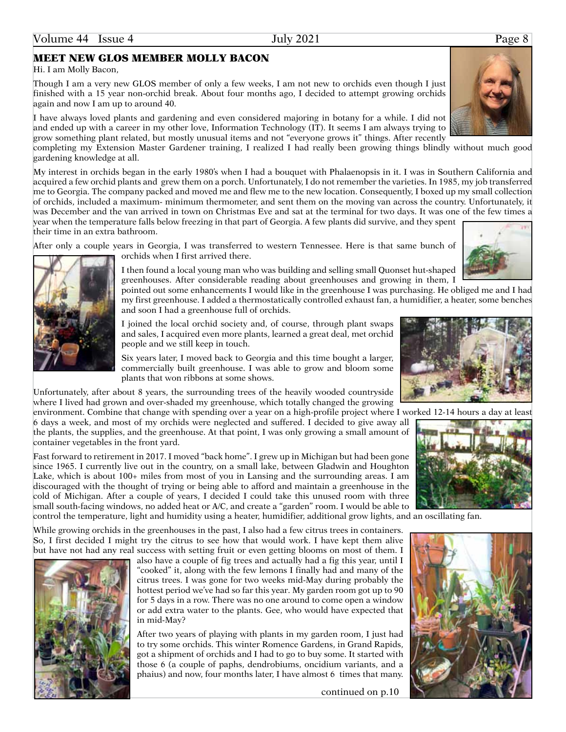## MEET NEW GLOS MEMBER MOLLY BACON

Hi. I am Molly Bacon,

Though I am a very new GLOS member of only a few weeks, I am not new to orchids even though I just finished with a 15 year non-orchid break. About four months ago, I decided to attempt growing orchids again and now I am up to around 40.

I have always loved plants and gardening and even considered majoring in botany for a while. I did not and ended up with a career in my other love, Information Technology (IT). It seems I am always trying to grow something plant related, but mostly unusual items and not "everyone grows it" things. After recently completing my Extension Master Gardener training, I realized I had really been growing things blindly without much good gardening knowledge at all.

My interest in orchids began in the early 1980's when I had a bouquet with Phalaenopsis in it. I was in Southern California and acquired a few orchid plants and grew them on a porch. Unfortunately, I do not remember the varieties. In 1985, my job transferred me to Georgia. The company packed and moved me and flew me to the new location. Consequently, I boxed up my small collection of orchids, included a maximum- minimum thermometer, and sent them on the moving van across the country. Unfortunately, it was December and the van arrived in town on Christmas Eve and sat at the terminal for two days. It was one of the few times a year when the temperature falls below freezing in that part of Georgia. A few plants did survive, and they spent their time in an extra bathroom.

After only a couple years in Georgia, I was transferred to western Tennessee. Here is that same bunch of orchids when I first arrived there.

I then found a local young man who was building and selling small Quonset hut-shaped greenhouses. After considerable reading about greenhouses and growing in them, I pointed out some enhancements I would like in the greenhouse I was purchasing. He obliged me and I had my first greenhouse. I added a thermostatically controlled exhaust fan, a humidifier, a heater, some benches and soon I had a greenhouse full of orchids.

I joined the local orchid society and, of course, through plant swaps and sales, I acquired even more plants, learned a great deal, met orchid people and we still keep in touch.

Six years later, I moved back to Georgia and this time bought a larger, commercially built greenhouse. I was able to grow and bloom some plants that won ribbons at some shows.

Unfortunately, after about 8 years, the surrounding trees of the heavily wooded countryside where I lived had grown and over-shaded my greenhouse, which totally changed the growing environment. Combine that change with spending over a year on a high-profile project where I worked 12-14 hours a day at least 6 days a week, and most of my orchids were neglected and suffered. I decided to give away all the plants, the supplies, and the greenhouse. At that point, I was only growing a small amount of container vegetables in the front yard.

Fast forward to retirement in 2017. I moved "back home". I grew up in Michigan but had been gone since 1965. I currently live out in the country, on a small lake, between Gladwin and Houghton Lake, which is about 100+ miles from most of you in Lansing and the surrounding areas. I am discouraged with the thought of trying or being able to afford and maintain a greenhouse in the cold of Michigan. After a couple of years, I decided I could take this unused room with three small south-facing windows, no added heat or A/C, and create a "garden" room. I would be able to control the temperature, light and humidity using a heater, humidifier, additional grow lights, and an oscillating fan.

While growing orchids in the greenhouses in the past, I also had a few citrus trees in containers. So, I first decided I might try the citrus to see how that would work. I have kept them alive but have not had any real success with setting fruit or even getting blooms on most of them. I also have a couple of fig trees and actually had a fig this year, until I "cooked" it, along with the few lemons I finally had and many of the citrus trees. I was gone for two weeks mid-May during probably the hottest period we've had so far this year. My garden room got up to 90 for 5 days in a row. There was no one around to come open a window or add extra water to the plants. Gee, who would have expected that in mid-May?

After two years of playing with plants in my garden room, I just had to try some orchids. This winter Romence Gardens, in Grand Rapids, got a shipment of orchids and I had to go to buy some. It started with those 6 (a couple of paphs, dendrobiums, oncidium variants, and a phaius) and now, four months later, I have almost 6 times that many.

continued on p.10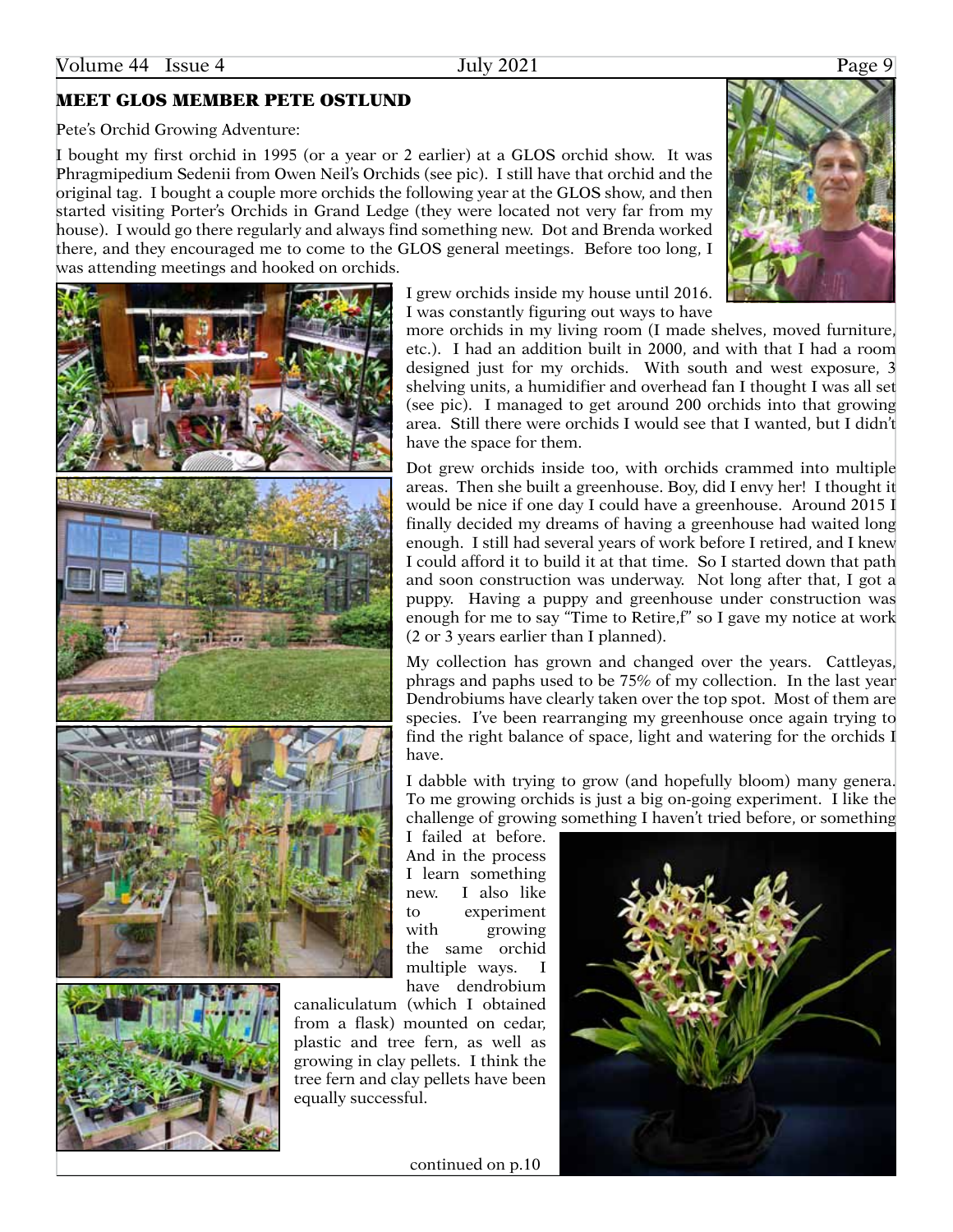## MEET GLOS MEMBER PETE OSTLUND

Pete's Orchid Growing Adventure:

I bought my first orchid in 1995 (or a year or 2 earlier) at a GLOS orchid show. It was Phragmipedium Sedenii from Owen Neil's Orchids (see pic). I still have that orchid and the original tag. I bought a couple more orchids the following year at the GLOS show, and then started visiting Porter's Orchids in Grand Ledge (they were located not very far from my house). I would go there regularly and always find something new. Dot and Brenda worked there, and they encouraged me to come to the GLOS general meetings. Before too long, I was attending meetings and hooked on orchids.

I grew orchids inside my house until 2016. I was constantly figuring out ways to have more orchids in my living room (I made shelves, moved furniture, etc.). I had an addition built in 2000, and with that I had a room designed just for my orchids. With south and west exposure, 3 shelving units, a humidifier and overhead fan I thought I was all set (see pic). I managed to get around 200 orchids into that growing area. Still there were orchids I would see that I wanted, but I didn't have the space for them.

Dot grew orchids inside too, with orchids crammed into multiple areas. Then she built a greenhouse. Boy, did I envy her! I thought it would be nice if one day I could have a greenhouse. Around 2015 I finally decided my dreams of having a greenhouse had waited long enough. I still had several years of work before I retired, and I knew I could afford it to build it at that time. So I started down that path and soon construction was underway. Not long after that, I got a puppy. Having a puppy and greenhouse under construction was enough for me to say "Time to Retire,f" so I gave my notice at work (2 or 3 years earlier than I planned).

My collection has grown and changed over the years. Cattleyas, phrags and paphs used to be 75% of my collection. In the last year Dendrobiums have clearly taken over the top spot. Most of them are species. I've been rearranging my greenhouse once again trying to find the right balance of space, light and watering for the orchids I have.

I dabble with trying to grow (and hopefully bloom) many genera. To me growing orchids is just a big on-going experiment. I like the challenge of growing something I haven't tried before, or something I failed at before. And in the process I learn something new. I also like to experiment with growing the same orchid multiple ways. I have dendrobium canaliculatum (which I obtained from a flask) mounted on cedar, plastic and tree fern, as well as growing in clay pellets. I think the tree fern and clay pellets have been equally successful.

continued on p.10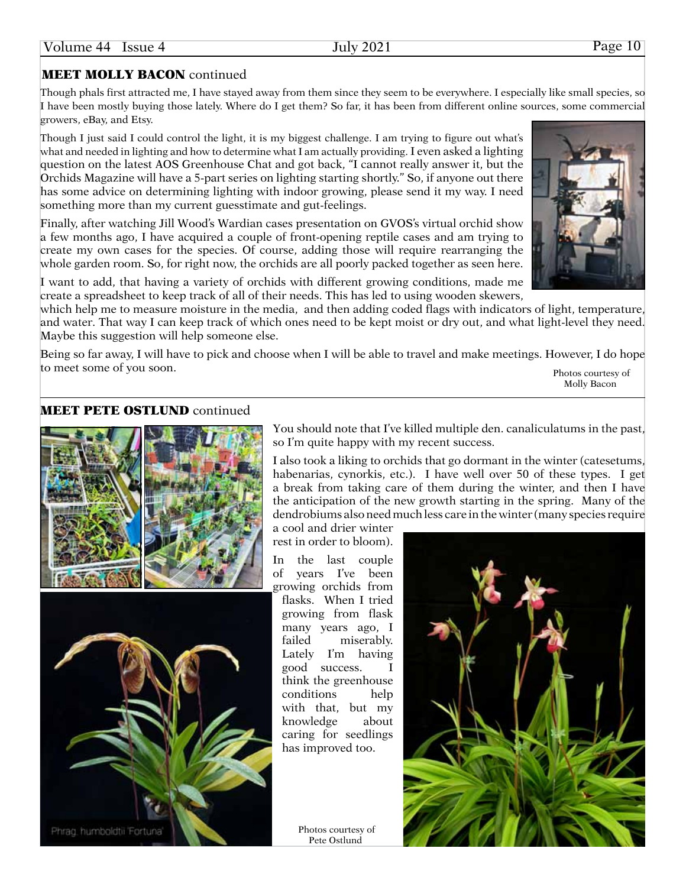## **MEET MOLLY BACON** continued

Though phals first attracted me, I have stayed away from them since they seem to be everywhere. I especially like small species, so I have been mostly buying those lately. Where do I get them? So far, it has been from different online sources, some commercial growers, eBay, and Etsy.

Though I just said I could control the light, it is my biggest challenge. I am trying to figure out what's what and needed in lighting and how to determine what I am actually providing. I even asked a lighting question on the latest AOS Greenhouse Chat and got back, "I cannot really answer it, but the Orchids Magazine will have a 5-part series on lighting starting shortly." So, if anyone out there has some advice on determining lighting with indoor growing, please send it my way. I need something more than my current guesstimate and gut-feelings.

Finally, after watching Jill Wood's Wardian cases presentation on GVOS's virtual orchid show a few months ago, I have acquired a couple of front-opening reptile cases and am trying to create my own cases for the species. Of course, adding those will require rearranging the whole garden room. So, for right now, the orchids are all poorly packed together as seen here.

I want to add, that having a variety of orchids with different growing conditions, made me create a spreadsheet to keep track of all of their needs. This has led to using wooden skewers, which help me to measure moisture in the media, and then adding coded flags with indicators of light, temperature, and water. That way I can keep track of which ones need to be kept moist or dry out, and what light-level they need. Maybe this suggestion will help someone else.

Being so far away, I will have to pick and choose when I will be able to travel and make meetings. However, I do hope to meet some of you soon.

Photos courtesy of Molly Bacon

## **MEET PETE OSTLUND** continued

You should note that I've killed multiple den. canaliculatums in the past, so I'm quite happy with my recent success.

I also took a liking to orchids that go dormant in the winter (catesetums, habenarias, cynorkis, etc.). I have well over 50 of these types. I get a break from taking care of them during the winter, and then I have the anticipation of the new growth starting in the spring. Many of the dendrobiums also need much less care in the winter (many species require a cool and drier winter rest in order to bloom).

In the last couple of years I've been growing orchids from flasks. When I tried growing from flask many years ago, I failed miserably. Lately I'm having good success. I think the greenhouse conditions help with that, but my knowledge about caring for seedlings has improved too.

Phrag. humboldtii 'Fortuna'

Photos courtesy of Pete Ostlund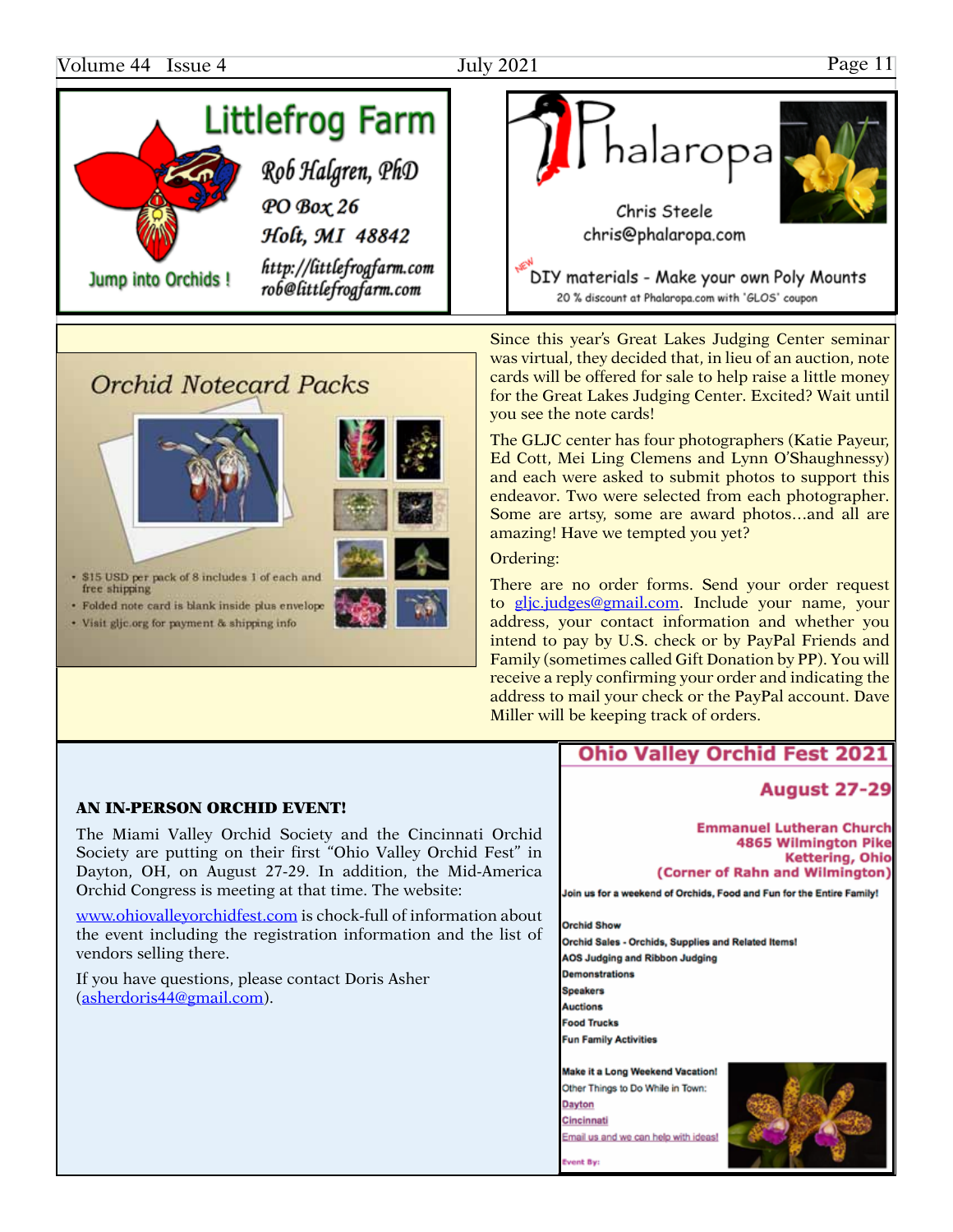## Littlefrog Farm

Rob Halgren, PhD
PO Box 26
Holt, MI 48842
http://littlefrogfarm.com
rob@littlefrogfarm.com

Jump into Orchids !

## Phalaropa

Chris Steele
chris@phalaropa.com

NEW DIY materials - Make your own Poly Mounts

20 % discount at Phalaropa.com with 'GLOS' coupon

## Orchid Notecard Packs

- $15 USD per pack of 8 includes 1 of each and free shipping
- Folded note card is blank inside plus envelope
- Visit gljc.org for payment & shipping info

Since this year's Great Lakes Judging Center seminar was virtual, they decided that, in lieu of an auction, note cards will be offered for sale to help raise a little money for the Great Lakes Judging Center. Excited? Wait until you see the note cards!

The GLJC center has four photographers (Katie Payeur, Ed Cott, Mei Ling Clemens and Lynn O'Shaughnessy) and each were asked to submit photos to support this endeavor. Two were selected from each photographer. Some are artsy, some are award photos…and all are amazing! Have we tempted you yet?

Ordering:

There are no order forms. Send your order request to gljc.judges@gmail.com. Include your name, your address, your contact information and whether you intend to pay by U.S. check or by PayPal Friends and Family (sometimes called Gift Donation by PP). You will receive a reply confirming your order and indicating the address to mail your check or the PayPal account. Dave Miller will be keeping track of orders.

**AN IN-PERSON ORCHID EVENT!**

The Miami Valley Orchid Society and the Cincinnati Orchid Society are putting on their first "Ohio Valley Orchid Fest" in Dayton, OH, on August 27-29. In addition, the Mid-America Orchid Congress is meeting at that time. The website:

www.ohiovalleyorchidfest.com is chock-full of information about the event including the registration information and the list of vendors selling there.

If you have questions, please contact Doris Asher (asherdoris44@gmail.com).

## Ohio Valley Orchid Fest 2021

**August 27-29**

**Emmanuel Lutheran Church**
**4865 Wilmington Pike**
**Kettering, Ohio**
**(Corner of Rahn and Wilmington)**

**Join us for a weekend of Orchids, Food and Fun for the Entire Family!**

**Orchid Show**
**Orchid Sales - Orchids, Supplies and Related Items!**
**AOS Judging and Ribbon Judging**
**Demonstrations**
**Speakers**
**Auctions**
**Food Trucks**
**Fun Family Activities**

**Make it a Long Weekend Vacation!**
Other Things to Do While in Town:
Dayton
Cincinnati
Email us and we can help with ideas!

Event By: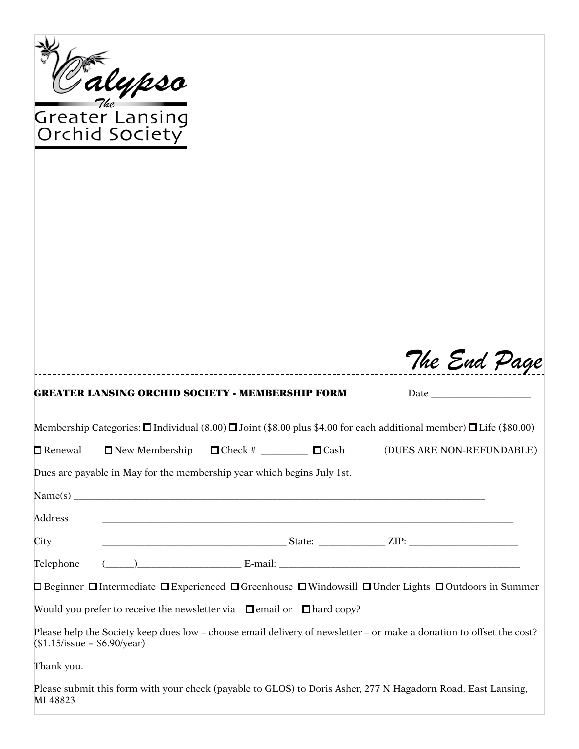Calypso

The Greater Lansing Orchid Society

*The End Page*

---

**GREATER LANSING ORCHID SOCIETY - MEMBERSHIP FORM** Date ___________________

Membership Categories: ☐ Individual (8.00) ☐ Joint ($8.00 plus $4.00 for each additional member) ☐ Life ($80.00)

☐ Renewal ☐ New Membership ☐ Check # _________ ☐ Cash (DUES ARE NON-REFUNDABLE)

Dues are payable in May for the membership year which begins July 1st.

Name(s) ___________________________________________________________________________

Address ___________________________________________________________________________

City _________________________________ State: ____________ ZIP: ____________________

Telephone (______)___________________ E-mail: ____________________________________________

☐ Beginner ☐ Intermediate ☐ Experienced ☐ Greenhouse ☐ Windowsill ☐ Under Lights ☐ Outdoors in Summer

Would you prefer to receive the newsletter via ☐ email or ☐ hard copy?

Please help the Society keep dues low – choose email delivery of newsletter – or make a donation to offset the cost? ($1.15/issue = $6.90/year)

Thank you.

Please submit this form with your check (payable to GLOS) to Doris Asher, 277 N Hagadorn Road, East Lansing, MI 48823